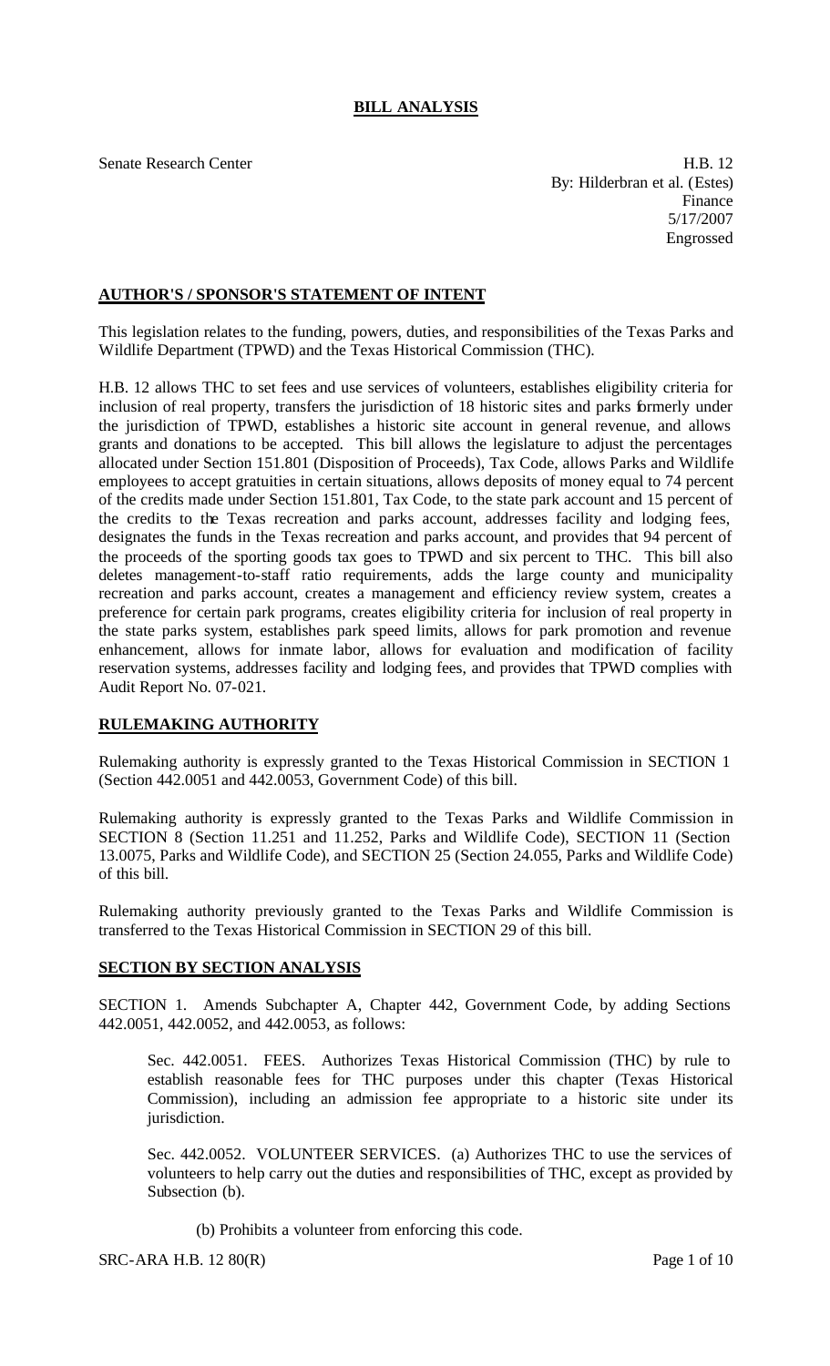# BILL ANALYSIS

Senate Research Center

H.B. 12
By: Hilderbran et al. (Estes)
Finance
5/17/2007
Engrossed

## AUTHOR'S / SPONSOR'S STATEMENT OF INTENT

This legislation relates to the funding, powers, duties, and responsibilities of the Texas Parks and Wildlife Department (TPWD) and the Texas Historical Commission (THC).

H.B. 12 allows THC to set fees and use services of volunteers, establishes eligibility criteria for inclusion of real property, transfers the jurisdiction of 18 historic sites and parks formerly under the jurisdiction of TPWD, establishes a historic site account in general revenue, and allows grants and donations to be accepted. This bill allows the legislature to adjust the percentages allocated under Section 151.801 (Disposition of Proceeds), Tax Code, allows Parks and Wildlife employees to accept gratuities in certain situations, allows deposits of money equal to 74 percent of the credits made under Section 151.801, Tax Code, to the state park account and 15 percent of the credits to the Texas recreation and parks account, addresses facility and lodging fees, designates the funds in the Texas recreation and parks account, and provides that 94 percent of the proceeds of the sporting goods tax goes to TPWD and six percent to THC. This bill also deletes management-to-staff ratio requirements, adds the large county and municipality recreation and parks account, creates a management and efficiency review system, creates a preference for certain park programs, creates eligibility criteria for inclusion of real property in the state parks system, establishes park speed limits, allows for park promotion and revenue enhancement, allows for inmate labor, allows for evaluation and modification of facility reservation systems, addresses facility and lodging fees, and provides that TPWD complies with Audit Report No. 07-021.

## RULEMAKING AUTHORITY

Rulemaking authority is expressly granted to the Texas Historical Commission in SECTION 1 (Section 442.0051 and 442.0053, Government Code) of this bill.

Rulemaking authority is expressly granted to the Texas Parks and Wildlife Commission in SECTION 8 (Section 11.251 and 11.252, Parks and Wildlife Code), SECTION 11 (Section 13.0075, Parks and Wildlife Code), and SECTION 25 (Section 24.055, Parks and Wildlife Code) of this bill.

Rulemaking authority previously granted to the Texas Parks and Wildlife Commission is transferred to the Texas Historical Commission in SECTION 29 of this bill.

## SECTION BY SECTION ANALYSIS

SECTION 1. Amends Subchapter A, Chapter 442, Government Code, by adding Sections 442.0051, 442.0052, and 442.0053, as follows:

Sec. 442.0051. FEES. Authorizes Texas Historical Commission (THC) by rule to establish reasonable fees for THC purposes under this chapter (Texas Historical Commission), including an admission fee appropriate to a historic site under its jurisdiction.

Sec. 442.0052. VOLUNTEER SERVICES. (a) Authorizes THC to use the services of volunteers to help carry out the duties and responsibilities of THC, except as provided by Subsection (b).

(b) Prohibits a volunteer from enforcing this code.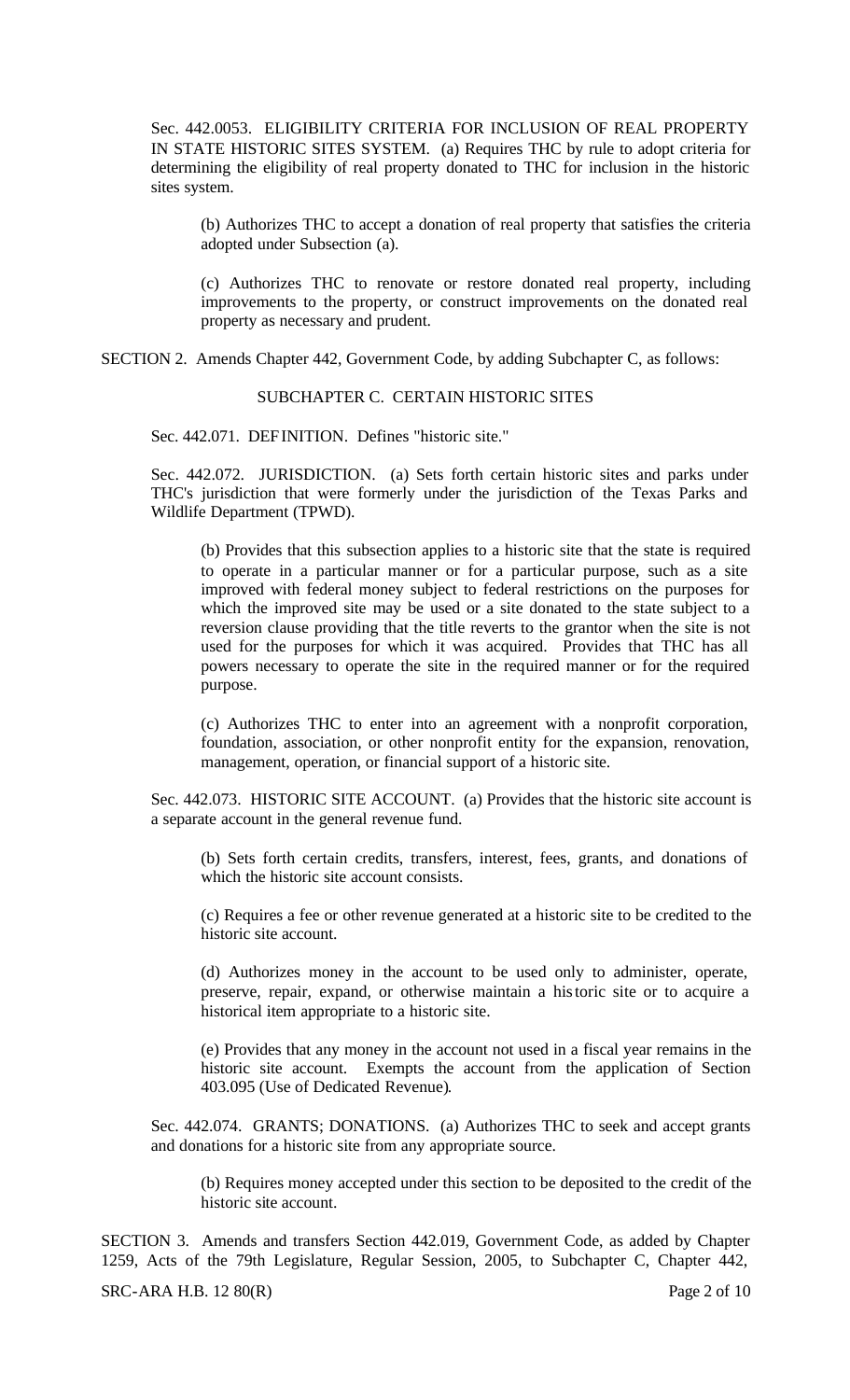Sec. 442.0053. ELIGIBILITY CRITERIA FOR INCLUSION OF REAL PROPERTY IN STATE HISTORIC SITES SYSTEM. (a) Requires THC by rule to adopt criteria for determining the eligibility of real property donated to THC for inclusion in the historic sites system.

(b) Authorizes THC to accept a donation of real property that satisfies the criteria adopted under Subsection (a).

(c) Authorizes THC to renovate or restore donated real property, including improvements to the property, or construct improvements on the donated real property as necessary and prudent.

SECTION 2. Amends Chapter 442, Government Code, by adding Subchapter C, as follows:

SUBCHAPTER C. CERTAIN HISTORIC SITES

Sec. 442.071. DEFINITION. Defines "historic site."

Sec. 442.072. JURISDICTION. (a) Sets forth certain historic sites and parks under THC's jurisdiction that were formerly under the jurisdiction of the Texas Parks and Wildlife Department (TPWD).

(b) Provides that this subsection applies to a historic site that the state is required to operate in a particular manner or for a particular purpose, such as a site improved with federal money subject to federal restrictions on the purposes for which the improved site may be used or a site donated to the state subject to a reversion clause providing that the title reverts to the grantor when the site is not used for the purposes for which it was acquired. Provides that THC has all powers necessary to operate the site in the required manner or for the required purpose.

(c) Authorizes THC to enter into an agreement with a nonprofit corporation, foundation, association, or other nonprofit entity for the expansion, renovation, management, operation, or financial support of a historic site.

Sec. 442.073. HISTORIC SITE ACCOUNT. (a) Provides that the historic site account is a separate account in the general revenue fund.

(b) Sets forth certain credits, transfers, interest, fees, grants, and donations of which the historic site account consists.

(c) Requires a fee or other revenue generated at a historic site to be credited to the historic site account.

(d) Authorizes money in the account to be used only to administer, operate, preserve, repair, expand, or otherwise maintain a historic site or to acquire a historical item appropriate to a historic site.

(e) Provides that any money in the account not used in a fiscal year remains in the historic site account. Exempts the account from the application of Section 403.095 (Use of Dedicated Revenue).

Sec. 442.074. GRANTS; DONATIONS. (a) Authorizes THC to seek and accept grants and donations for a historic site from any appropriate source.

(b) Requires money accepted under this section to be deposited to the credit of the historic site account.

SECTION 3. Amends and transfers Section 442.019, Government Code, as added by Chapter 1259, Acts of the 79th Legislature, Regular Session, 2005, to Subchapter C, Chapter 442,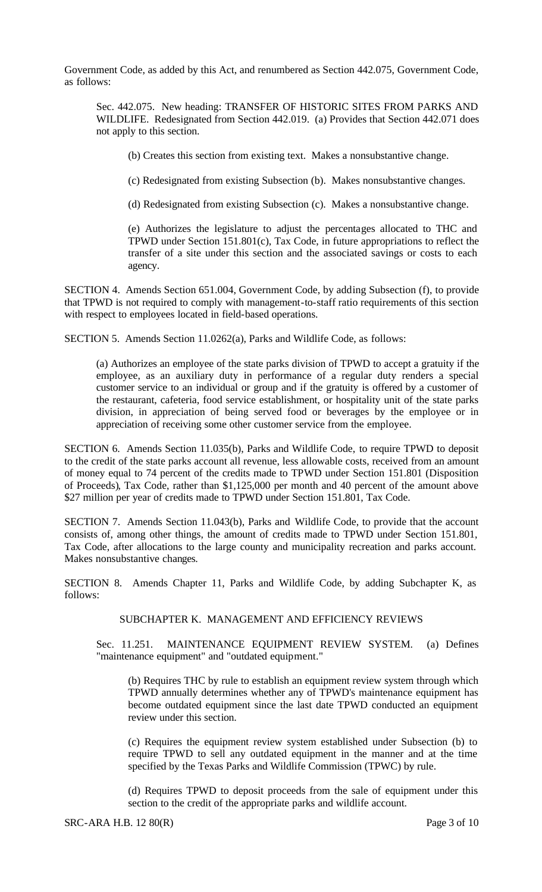Government Code, as added by this Act, and renumbered as Section 442.075, Government Code, as follows:

Sec. 442.075. New heading: TRANSFER OF HISTORIC SITES FROM PARKS AND WILDLIFE. Redesignated from Section 442.019. (a) Provides that Section 442.071 does not apply to this section.

(b) Creates this section from existing text. Makes a nonsubstantive change.

(c) Redesignated from existing Subsection (b). Makes nonsubstantive changes.

(d) Redesignated from existing Subsection (c). Makes a nonsubstantive change.

(e) Authorizes the legislature to adjust the percentages allocated to THC and TPWD under Section 151.801(c), Tax Code, in future appropriations to reflect the transfer of a site under this section and the associated savings or costs to each agency.

SECTION 4. Amends Section 651.004, Government Code, by adding Subsection (f), to provide that TPWD is not required to comply with management-to-staff ratio requirements of this section with respect to employees located in field-based operations.

SECTION 5. Amends Section 11.0262(a), Parks and Wildlife Code, as follows:

(a) Authorizes an employee of the state parks division of TPWD to accept a gratuity if the employee, as an auxiliary duty in performance of a regular duty renders a special customer service to an individual or group and if the gratuity is offered by a customer of the restaurant, cafeteria, food service establishment, or hospitality unit of the state parks division, in appreciation of being served food or beverages by the employee or in appreciation of receiving some other customer service from the employee.

SECTION 6. Amends Section 11.035(b), Parks and Wildlife Code, to require TPWD to deposit to the credit of the state parks account all revenue, less allowable costs, received from an amount of money equal to 74 percent of the credits made to TPWD under Section 151.801 (Disposition of Proceeds), Tax Code, rather than $1,125,000 per month and 40 percent of the amount above $27 million per year of credits made to TPWD under Section 151.801, Tax Code.

SECTION 7. Amends Section 11.043(b), Parks and Wildlife Code, to provide that the account consists of, among other things, the amount of credits made to TPWD under Section 151.801, Tax Code, after allocations to the large county and municipality recreation and parks account. Makes nonsubstantive changes.

SECTION 8. Amends Chapter 11, Parks and Wildlife Code, by adding Subchapter K, as follows:

SUBCHAPTER K. MANAGEMENT AND EFFICIENCY REVIEWS

Sec. 11.251. MAINTENANCE EQUIPMENT REVIEW SYSTEM. (a) Defines "maintenance equipment" and "outdated equipment."

(b) Requires THC by rule to establish an equipment review system through which TPWD annually determines whether any of TPWD's maintenance equipment has become outdated equipment since the last date TPWD conducted an equipment review under this section.

(c) Requires the equipment review system established under Subsection (b) to require TPWD to sell any outdated equipment in the manner and at the time specified by the Texas Parks and Wildlife Commission (TPWC) by rule.

(d) Requires TPWD to deposit proceeds from the sale of equipment under this section to the credit of the appropriate parks and wildlife account.

SRC-ARA H.B. 12 80(R)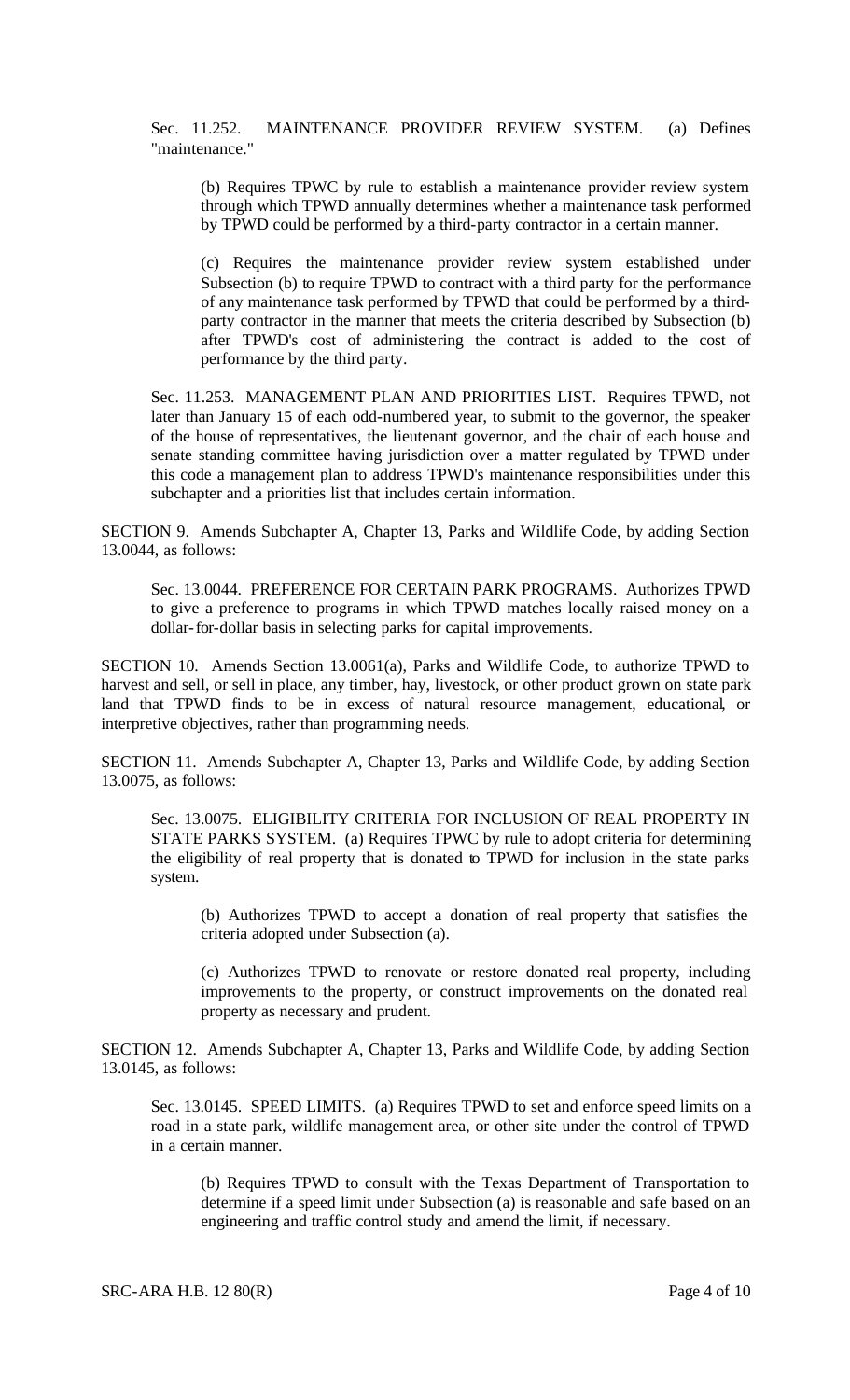Sec. 11.252. MAINTENANCE PROVIDER REVIEW SYSTEM. (a) Defines "maintenance."

> (b) Requires TPWC by rule to establish a maintenance provider review system through which TPWD annually determines whether a maintenance task performed by TPWD could be performed by a third-party contractor in a certain manner.
>
> (c) Requires the maintenance provider review system established under Subsection (b) to require TPWD to contract with a third party for the performance of any maintenance task performed by TPWD that could be performed by a third-party contractor in the manner that meets the criteria described by Subsection (b) after TPWD's cost of administering the contract is added to the cost of performance by the third party.

Sec. 11.253. MANAGEMENT PLAN AND PRIORITIES LIST. Requires TPWD, not later than January 15 of each odd-numbered year, to submit to the governor, the speaker of the house of representatives, the lieutenant governor, and the chair of each house and senate standing committee having jurisdiction over a matter regulated by TPWD under this code a management plan to address TPWD's maintenance responsibilities under this subchapter and a priorities list that includes certain information.

SECTION 9. Amends Subchapter A, Chapter 13, Parks and Wildlife Code, by adding Section 13.0044, as follows:

Sec. 13.0044. PREFERENCE FOR CERTAIN PARK PROGRAMS. Authorizes TPWD to give a preference to programs in which TPWD matches locally raised money on a dollar-for-dollar basis in selecting parks for capital improvements.

SECTION 10. Amends Section 13.0061(a), Parks and Wildlife Code, to authorize TPWD to harvest and sell, or sell in place, any timber, hay, livestock, or other product grown on state park land that TPWD finds to be in excess of natural resource management, educational, or interpretive objectives, rather than programming needs.

SECTION 11. Amends Subchapter A, Chapter 13, Parks and Wildlife Code, by adding Section 13.0075, as follows:

Sec. 13.0075. ELIGIBILITY CRITERIA FOR INCLUSION OF REAL PROPERTY IN STATE PARKS SYSTEM. (a) Requires TPWC by rule to adopt criteria for determining the eligibility of real property that is donated to TPWD for inclusion in the state parks system.

> (b) Authorizes TPWD to accept a donation of real property that satisfies the criteria adopted under Subsection (a).
>
> (c) Authorizes TPWD to renovate or restore donated real property, including improvements to the property, or construct improvements on the donated real property as necessary and prudent.

SECTION 12. Amends Subchapter A, Chapter 13, Parks and Wildlife Code, by adding Section 13.0145, as follows:

Sec. 13.0145. SPEED LIMITS. (a) Requires TPWD to set and enforce speed limits on a road in a state park, wildlife management area, or other site under the control of TPWD in a certain manner.

> (b) Requires TPWD to consult with the Texas Department of Transportation to determine if a speed limit under Subsection (a) is reasonable and safe based on an engineering and traffic control study and amend the limit, if necessary.

SRC-ARA H.B. 12 80(R)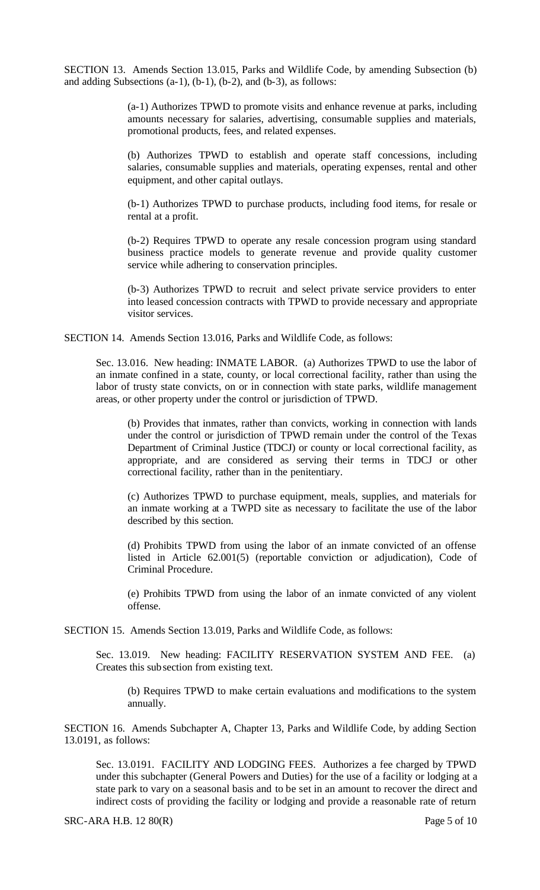SECTION 13. Amends Section 13.015, Parks and Wildlife Code, by amending Subsection (b) and adding Subsections (a-1), (b-1), (b-2), and (b-3), as follows:

> (a-1) Authorizes TPWD to promote visits and enhance revenue at parks, including amounts necessary for salaries, advertising, consumable supplies and materials, promotional products, fees, and related expenses.
>
> (b) Authorizes TPWD to establish and operate staff concessions, including salaries, consumable supplies and materials, operating expenses, rental and other equipment, and other capital outlays.
>
> (b-1) Authorizes TPWD to purchase products, including food items, for resale or rental at a profit.
>
> (b-2) Requires TPWD to operate any resale concession program using standard business practice models to generate revenue and provide quality customer service while adhering to conservation principles.
>
> (b-3) Authorizes TPWD to recruit and select private service providers to enter into leased concession contracts with TPWD to provide necessary and appropriate visitor services.

SECTION 14. Amends Section 13.016, Parks and Wildlife Code, as follows:

> Sec. 13.016. New heading: INMATE LABOR. (a) Authorizes TPWD to use the labor of an inmate confined in a state, county, or local correctional facility, rather than using the labor of trusty state convicts, on or in connection with state parks, wildlife management areas, or other property under the control or jurisdiction of TPWD.
>
> > (b) Provides that inmates, rather than convicts, working in connection with lands under the control or jurisdiction of TPWD remain under the control of the Texas Department of Criminal Justice (TDCJ) or county or local correctional facility, as appropriate, and are considered as serving their terms in TDCJ or other correctional facility, rather than in the penitentiary.
> >
> > (c) Authorizes TPWD to purchase equipment, meals, supplies, and materials for an inmate working at a TWPD site as necessary to facilitate the use of the labor described by this section.
> >
> > (d) Prohibits TPWD from using the labor of an inmate convicted of an offense listed in Article 62.001(5) (reportable conviction or adjudication), Code of Criminal Procedure.
> >
> > (e) Prohibits TPWD from using the labor of an inmate convicted of any violent offense.

SECTION 15. Amends Section 13.019, Parks and Wildlife Code, as follows:

> Sec. 13.019. New heading: FACILITY RESERVATION SYSTEM AND FEE. (a) Creates this subsection from existing text.
>
> > (b) Requires TPWD to make certain evaluations and modifications to the system annually.

SECTION 16. Amends Subchapter A, Chapter 13, Parks and Wildlife Code, by adding Section 13.0191, as follows:

> Sec. 13.0191. FACILITY AND LODGING FEES. Authorizes a fee charged by TPWD under this subchapter (General Powers and Duties) for the use of a facility or lodging at a state park to vary on a seasonal basis and to be set in an amount to recover the direct and indirect costs of providing the facility or lodging and provide a reasonable rate of return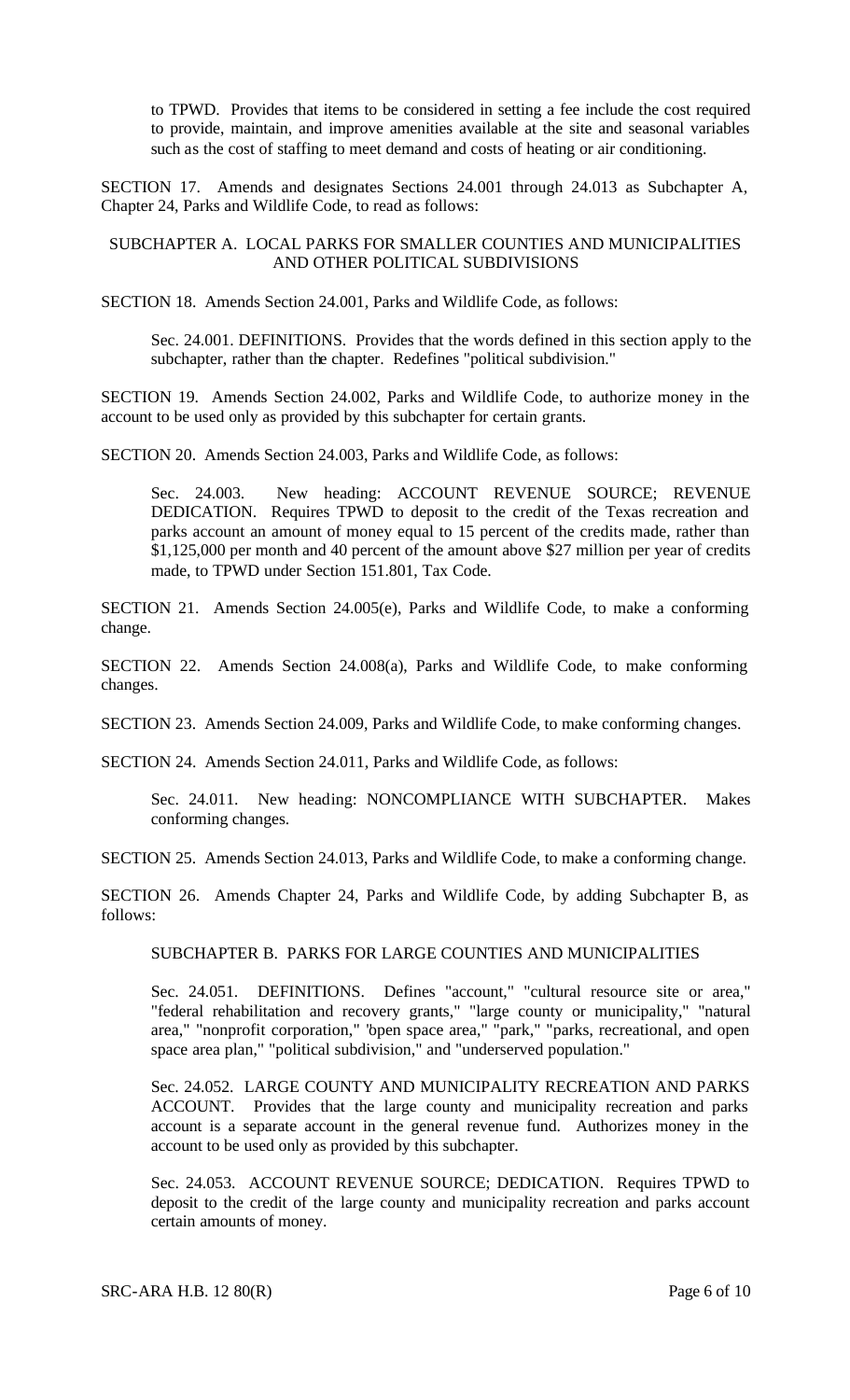to TPWD. Provides that items to be considered in setting a fee include the cost required to provide, maintain, and improve amenities available at the site and seasonal variables such as the cost of staffing to meet demand and costs of heating or air conditioning.

SECTION 17. Amends and designates Sections 24.001 through 24.013 as Subchapter A, Chapter 24, Parks and Wildlife Code, to read as follows:

SUBCHAPTER A. LOCAL PARKS FOR SMALLER COUNTIES AND MUNICIPALITIES AND OTHER POLITICAL SUBDIVISIONS

SECTION 18. Amends Section 24.001, Parks and Wildlife Code, as follows:

Sec. 24.001. DEFINITIONS. Provides that the words defined in this section apply to the subchapter, rather than the chapter. Redefines "political subdivision."

SECTION 19. Amends Section 24.002, Parks and Wildlife Code, to authorize money in the account to be used only as provided by this subchapter for certain grants.

SECTION 20. Amends Section 24.003, Parks and Wildlife Code, as follows:

Sec. 24.003. New heading: ACCOUNT REVENUE SOURCE; REVENUE DEDICATION. Requires TPWD to deposit to the credit of the Texas recreation and parks account an amount of money equal to 15 percent of the credits made, rather than $1,125,000 per month and 40 percent of the amount above $27 million per year of credits made, to TPWD under Section 151.801, Tax Code.

SECTION 21. Amends Section 24.005(e), Parks and Wildlife Code, to make a conforming change.

SECTION 22. Amends Section 24.008(a), Parks and Wildlife Code, to make conforming changes.

SECTION 23. Amends Section 24.009, Parks and Wildlife Code, to make conforming changes.

SECTION 24. Amends Section 24.011, Parks and Wildlife Code, as follows:

Sec. 24.011. New heading: NONCOMPLIANCE WITH SUBCHAPTER. Makes conforming changes.

SECTION 25. Amends Section 24.013, Parks and Wildlife Code, to make a conforming change.

SECTION 26. Amends Chapter 24, Parks and Wildlife Code, by adding Subchapter B, as follows:

SUBCHAPTER B. PARKS FOR LARGE COUNTIES AND MUNICIPALITIES

Sec. 24.051. DEFINITIONS. Defines "account," "cultural resource site or area," "federal rehabilitation and recovery grants," "large county or municipality," "natural area," "nonprofit corporation," "open space area," "park," "parks, recreational, and open space area plan," "political subdivision," and "underserved population."

Sec. 24.052. LARGE COUNTY AND MUNICIPALITY RECREATION AND PARKS ACCOUNT. Provides that the large county and municipality recreation and parks account is a separate account in the general revenue fund. Authorizes money in the account to be used only as provided by this subchapter.

Sec. 24.053. ACCOUNT REVENUE SOURCE; DEDICATION. Requires TPWD to deposit to the credit of the large county and municipality recreation and parks account certain amounts of money.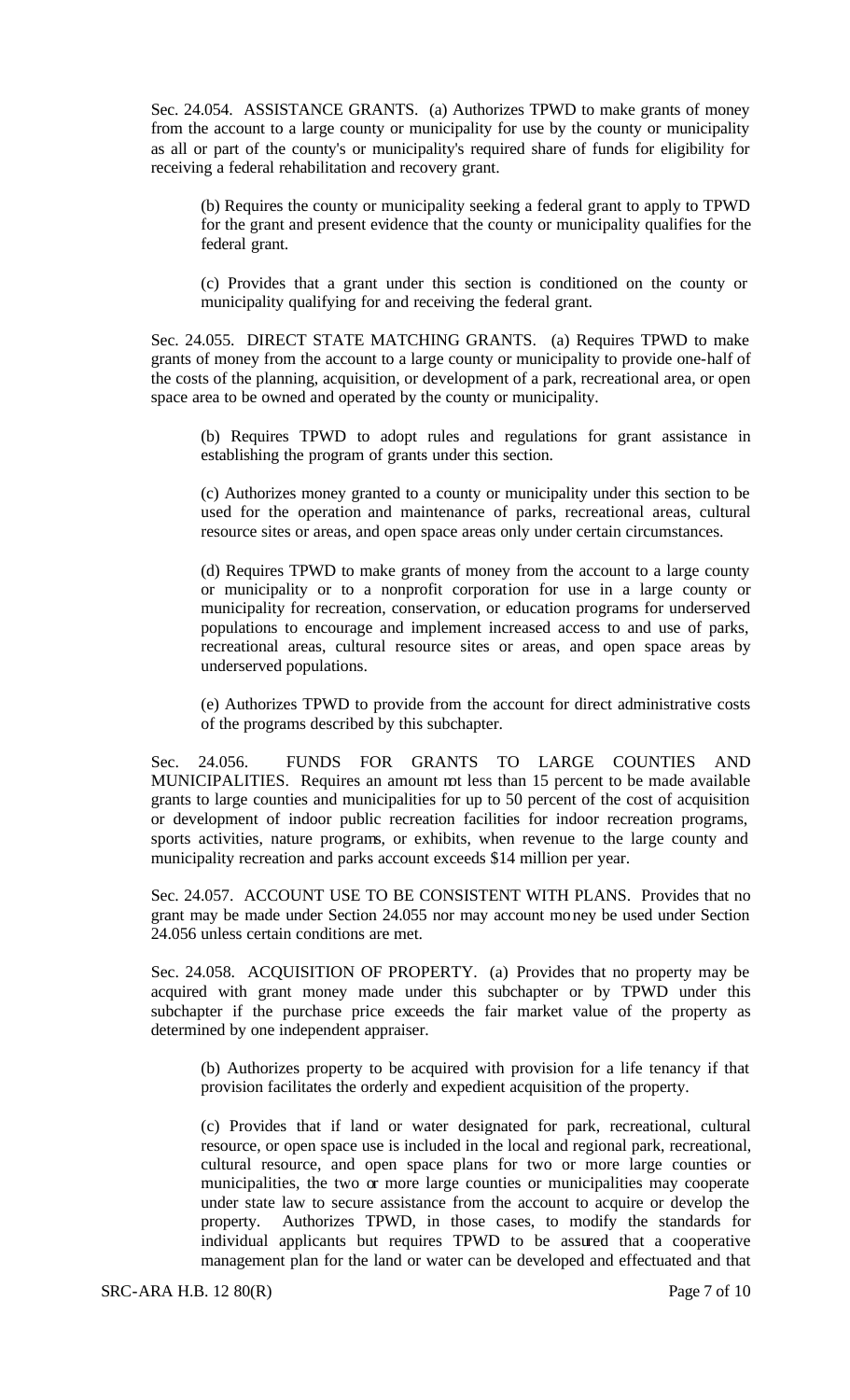Sec. 24.054. ASSISTANCE GRANTS. (a) Authorizes TPWD to make grants of money from the account to a large county or municipality for use by the county or municipality as all or part of the county's or municipality's required share of funds for eligibility for receiving a federal rehabilitation and recovery grant.

(b) Requires the county or municipality seeking a federal grant to apply to TPWD for the grant and present evidence that the county or municipality qualifies for the federal grant.

(c) Provides that a grant under this section is conditioned on the county or municipality qualifying for and receiving the federal grant.

Sec. 24.055. DIRECT STATE MATCHING GRANTS. (a) Requires TPWD to make grants of money from the account to a large county or municipality to provide one-half of the costs of the planning, acquisition, or development of a park, recreational area, or open space area to be owned and operated by the county or municipality.

(b) Requires TPWD to adopt rules and regulations for grant assistance in establishing the program of grants under this section.

(c) Authorizes money granted to a county or municipality under this section to be used for the operation and maintenance of parks, recreational areas, cultural resource sites or areas, and open space areas only under certain circumstances.

(d) Requires TPWD to make grants of money from the account to a large county or municipality or to a nonprofit corporation for use in a large county or municipality for recreation, conservation, or education programs for underserved populations to encourage and implement increased access to and use of parks, recreational areas, cultural resource sites or areas, and open space areas by underserved populations.

(e) Authorizes TPWD to provide from the account for direct administrative costs of the programs described by this subchapter.

Sec. 24.056. FUNDS FOR GRANTS TO LARGE COUNTIES AND MUNICIPALITIES. Requires an amount not less than 15 percent to be made available grants to large counties and municipalities for up to 50 percent of the cost of acquisition or development of indoor public recreation facilities for indoor recreation programs, sports activities, nature programs, or exhibits, when revenue to the large county and municipality recreation and parks account exceeds $14 million per year.

Sec. 24.057. ACCOUNT USE TO BE CONSISTENT WITH PLANS. Provides that no grant may be made under Section 24.055 nor may account money be used under Section 24.056 unless certain conditions are met.

Sec. 24.058. ACQUISITION OF PROPERTY. (a) Provides that no property may be acquired with grant money made under this subchapter or by TPWD under this subchapter if the purchase price exceeds the fair market value of the property as determined by one independent appraiser.

(b) Authorizes property to be acquired with provision for a life tenancy if that provision facilitates the orderly and expedient acquisition of the property.

(c) Provides that if land or water designated for park, recreational, cultural resource, or open space use is included in the local and regional park, recreational, cultural resource, and open space plans for two or more large counties or municipalities, the two or more large counties or municipalities may cooperate under state law to secure assistance from the account to acquire or develop the property. Authorizes TPWD, in those cases, to modify the standards for individual applicants but requires TPWD to be assured that a cooperative management plan for the land or water can be developed and effectuated and that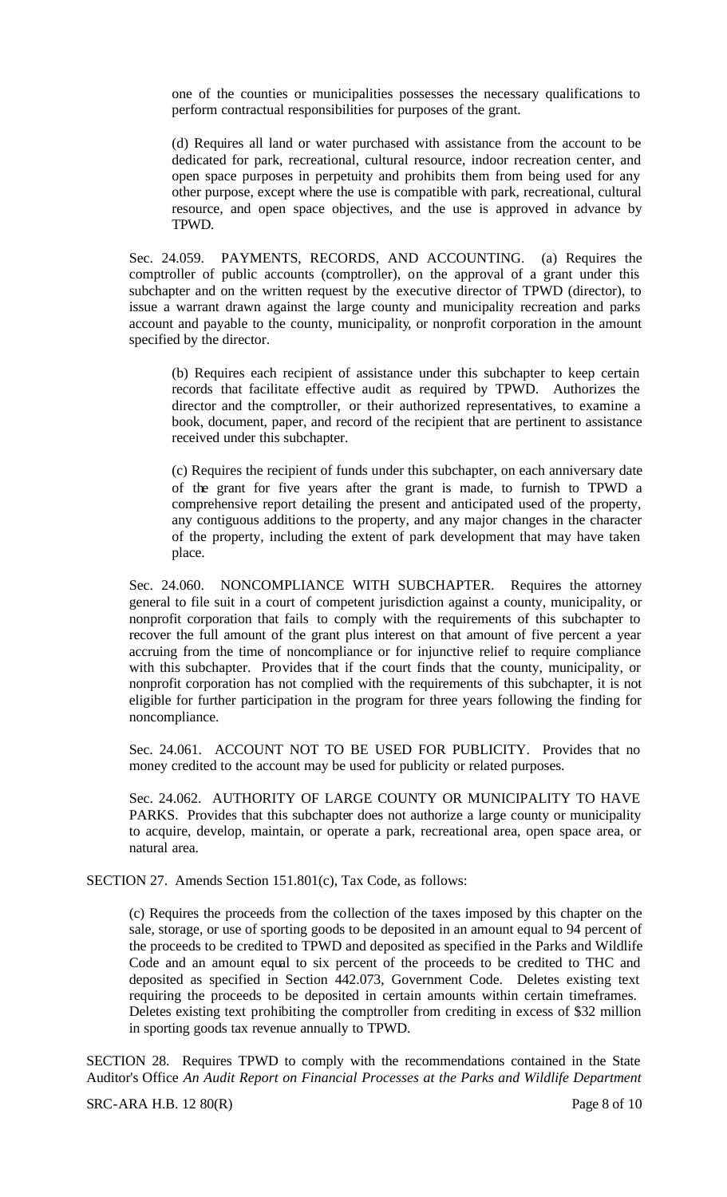one of the counties or municipalities possesses the necessary qualifications to perform contractual responsibilities for purposes of the grant.

(d) Requires all land or water purchased with assistance from the account to be dedicated for park, recreational, cultural resource, indoor recreation center, and open space purposes in perpetuity and prohibits them from being used for any other purpose, except where the use is compatible with park, recreational, cultural resource, and open space objectives, and the use is approved in advance by TPWD.

Sec. 24.059. PAYMENTS, RECORDS, AND ACCOUNTING. (a) Requires the comptroller of public accounts (comptroller), on the approval of a grant under this subchapter and on the written request by the executive director of TPWD (director), to issue a warrant drawn against the large county and municipality recreation and parks account and payable to the county, municipality, or nonprofit corporation in the amount specified by the director.

(b) Requires each recipient of assistance under this subchapter to keep certain records that facilitate effective audit as required by TPWD. Authorizes the director and the comptroller, or their authorized representatives, to examine a book, document, paper, and record of the recipient that are pertinent to assistance received under this subchapter.

(c) Requires the recipient of funds under this subchapter, on each anniversary date of the grant for five years after the grant is made, to furnish to TPWD a comprehensive report detailing the present and anticipated used of the property, any contiguous additions to the property, and any major changes in the character of the property, including the extent of park development that may have taken place.

Sec. 24.060. NONCOMPLIANCE WITH SUBCHAPTER. Requires the attorney general to file suit in a court of competent jurisdiction against a county, municipality, or nonprofit corporation that fails to comply with the requirements of this subchapter to recover the full amount of the grant plus interest on that amount of five percent a year accruing from the time of noncompliance or for injunctive relief to require compliance with this subchapter. Provides that if the court finds that the county, municipality, or nonprofit corporation has not complied with the requirements of this subchapter, it is not eligible for further participation in the program for three years following the finding for noncompliance.

Sec. 24.061. ACCOUNT NOT TO BE USED FOR PUBLICITY. Provides that no money credited to the account may be used for publicity or related purposes.

Sec. 24.062. AUTHORITY OF LARGE COUNTY OR MUNICIPALITY TO HAVE PARKS. Provides that this subchapter does not authorize a large county or municipality to acquire, develop, maintain, or operate a park, recreational area, open space area, or natural area.

SECTION 27. Amends Section 151.801(c), Tax Code, as follows:

(c) Requires the proceeds from the collection of the taxes imposed by this chapter on the sale, storage, or use of sporting goods to be deposited in an amount equal to 94 percent of the proceeds to be credited to TPWD and deposited as specified in the Parks and Wildlife Code and an amount equal to six percent of the proceeds to be credited to THC and deposited as specified in Section 442.073, Government Code. Deletes existing text requiring the proceeds to be deposited in certain amounts within certain timeframes. Deletes existing text prohibiting the comptroller from crediting in excess of $32 million in sporting goods tax revenue annually to TPWD.

SECTION 28. Requires TPWD to comply with the recommendations contained in the State Auditor's Office *An Audit Report on Financial Processes at the Parks and Wildlife Department*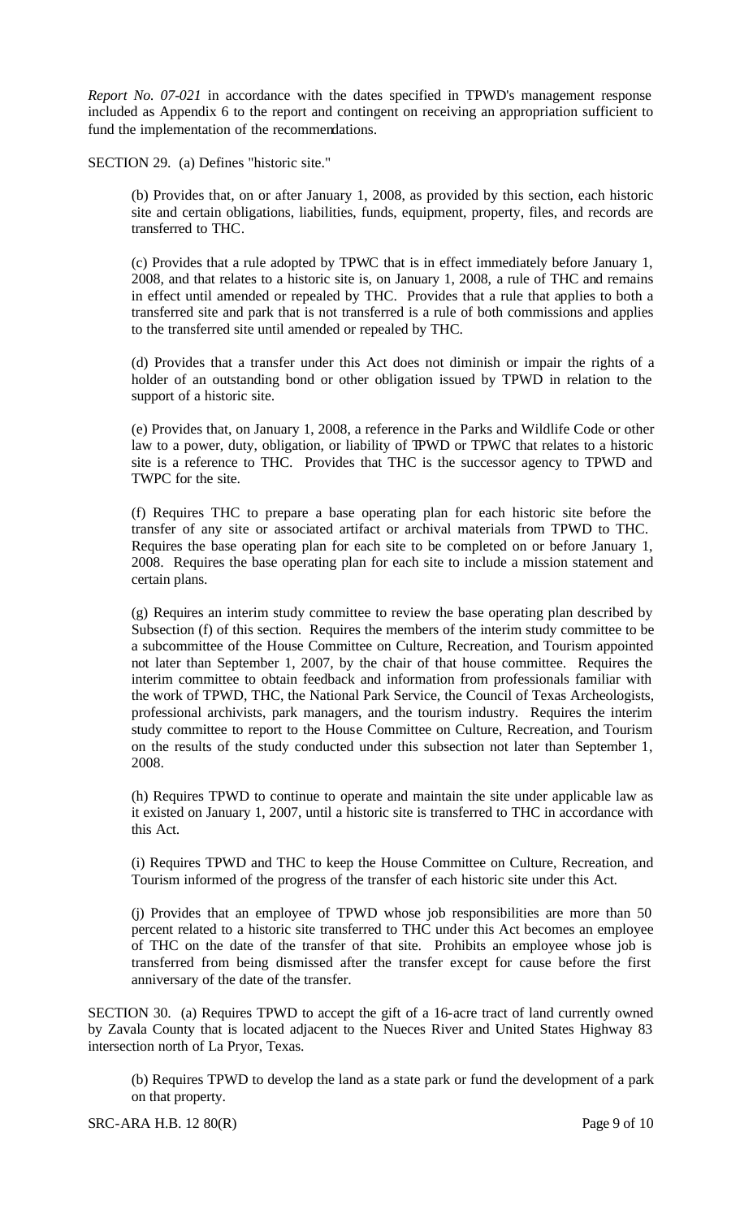*Report No. 07-021* in accordance with the dates specified in TPWD's management response included as Appendix 6 to the report and contingent on receiving an appropriation sufficient to fund the implementation of the recommendations.

SECTION 29. (a) Defines "historic site."

(b) Provides that, on or after January 1, 2008, as provided by this section, each historic site and certain obligations, liabilities, funds, equipment, property, files, and records are transferred to THC.

(c) Provides that a rule adopted by TPWC that is in effect immediately before January 1, 2008, and that relates to a historic site is, on January 1, 2008, a rule of THC and remains in effect until amended or repealed by THC. Provides that a rule that applies to both a transferred site and park that is not transferred is a rule of both commissions and applies to the transferred site until amended or repealed by THC.

(d) Provides that a transfer under this Act does not diminish or impair the rights of a holder of an outstanding bond or other obligation issued by TPWD in relation to the support of a historic site.

(e) Provides that, on January 1, 2008, a reference in the Parks and Wildlife Code or other law to a power, duty, obligation, or liability of TPWD or TPWC that relates to a historic site is a reference to THC. Provides that THC is the successor agency to TPWD and TWPC for the site.

(f) Requires THC to prepare a base operating plan for each historic site before the transfer of any site or associated artifact or archival materials from TPWD to THC. Requires the base operating plan for each site to be completed on or before January 1, 2008. Requires the base operating plan for each site to include a mission statement and certain plans.

(g) Requires an interim study committee to review the base operating plan described by Subsection (f) of this section. Requires the members of the interim study committee to be a subcommittee of the House Committee on Culture, Recreation, and Tourism appointed not later than September 1, 2007, by the chair of that house committee. Requires the interim committee to obtain feedback and information from professionals familiar with the work of TPWD, THC, the National Park Service, the Council of Texas Archeologists, professional archivists, park managers, and the tourism industry. Requires the interim study committee to report to the House Committee on Culture, Recreation, and Tourism on the results of the study conducted under this subsection not later than September 1, 2008.

(h) Requires TPWD to continue to operate and maintain the site under applicable law as it existed on January 1, 2007, until a historic site is transferred to THC in accordance with this Act.

(i) Requires TPWD and THC to keep the House Committee on Culture, Recreation, and Tourism informed of the progress of the transfer of each historic site under this Act.

(j) Provides that an employee of TPWD whose job responsibilities are more than 50 percent related to a historic site transferred to THC under this Act becomes an employee of THC on the date of the transfer of that site. Prohibits an employee whose job is transferred from being dismissed after the transfer except for cause before the first anniversary of the date of the transfer.

SECTION 30. (a) Requires TPWD to accept the gift of a 16-acre tract of land currently owned by Zavala County that is located adjacent to the Nueces River and United States Highway 83 intersection north of La Pryor, Texas.

(b) Requires TPWD to develop the land as a state park or fund the development of a park on that property.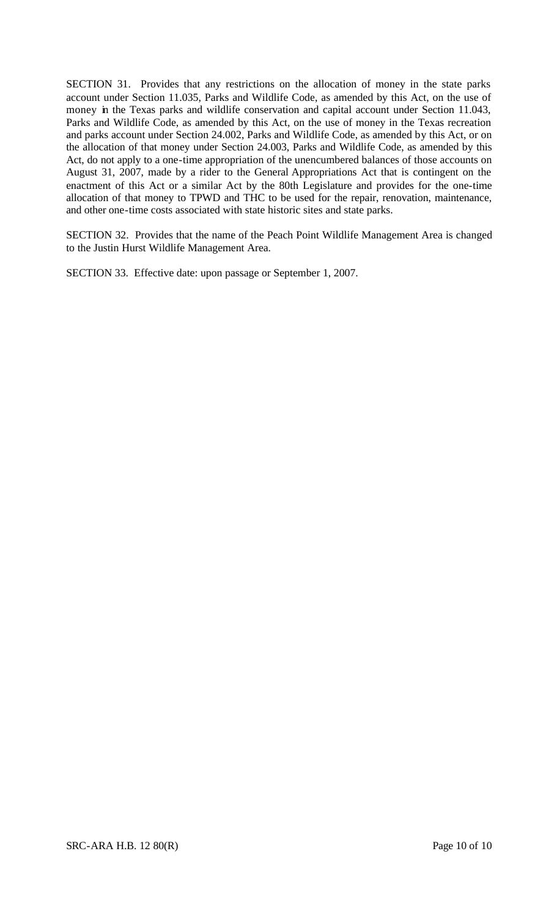SECTION 31. Provides that any restrictions on the allocation of money in the state parks account under Section 11.035, Parks and Wildlife Code, as amended by this Act, on the use of money in the Texas parks and wildlife conservation and capital account under Section 11.043, Parks and Wildlife Code, as amended by this Act, on the use of money in the Texas recreation and parks account under Section 24.002, Parks and Wildlife Code, as amended by this Act, or on the allocation of that money under Section 24.003, Parks and Wildlife Code, as amended by this Act, do not apply to a one-time appropriation of the unencumbered balances of those accounts on August 31, 2007, made by a rider to the General Appropriations Act that is contingent on the enactment of this Act or a similar Act by the 80th Legislature and provides for the one-time allocation of that money to TPWD and THC to be used for the repair, renovation, maintenance, and other one-time costs associated with state historic sites and state parks.

SECTION 32. Provides that the name of the Peach Point Wildlife Management Area is changed to the Justin Hurst Wildlife Management Area.

SECTION 33. Effective date: upon passage or September 1, 2007.